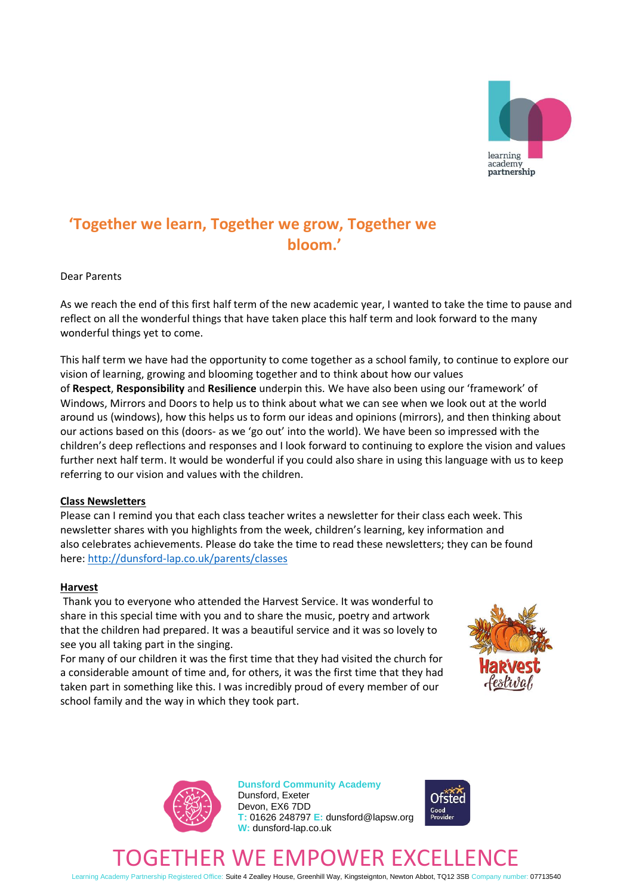## ‘Together we learn, Together we grow, Together we bloom.’

Dear Parents

As we reach the end of this first half term of the new academic year, I wanted to take the time to pause and reflect on all the wonderful things that have taken place this half term and look forward to the many wonderful things yet to come.

This half term we have had the opportunity to come together as a school family, to continue to explore our vision of learning, growing and blooming together and to think about how our values of **Respect**, **Responsibility** and **Resilience** underpin this. We have also been using our ‘framework’ of Windows, Mirrors and Doors to help us to think about what we can see when we look out at the world around us (windows), how this helps us to form our ideas and opinions (mirrors), and then thinking about our actions based on this (doors- as we ‘go out’ into the world). We have been so impressed with the children’s deep reflections and responses and I look forward to continuing to explore the vision and values further next half term. It would be wonderful if you could also share in using this language with us to keep referring to our vision and values with the children.

### Class Newsletters

Please can I remind you that each class teacher writes a newsletter for their class each week. This newsletter shares with you highlights from the week, children’s learning, key information and also celebrates achievements. Please do take the time to read these newsletters; they can be found here: [http://dunsford-lap.co.uk/parents/classes](http://dunsford-lap.co.uk/parents/classes)

### Harvest

Thank you to everyone who attended the Harvest Service. It was wonderful to share in this special time with you and to share the music, poetry and artwork that the children had prepared. It was a beautiful service and it was so lovely to see you all taking part in the singing.

For many of our children it was the first time that they had visited the church for a considerable amount of time and, for others, it was the first time that they had taken part in something like this. I was incredibly proud of every member of our school family and the way in which they took part.

**Dunsford Community Academy**
Dunsford, Exeter
Devon, EX6 7DD
T: 01626 248797 E: dunsford@lapsw.org
W: dunsford-lap.co.uk

TOGETHER WE EMPOWER EXCELLENCE

Learning Academy Partnership Registered Office: Suite 4 Zealley House, Greenhill Way, Kingsteignton, Newton Abbot, TQ12 3SB Company number: 07713540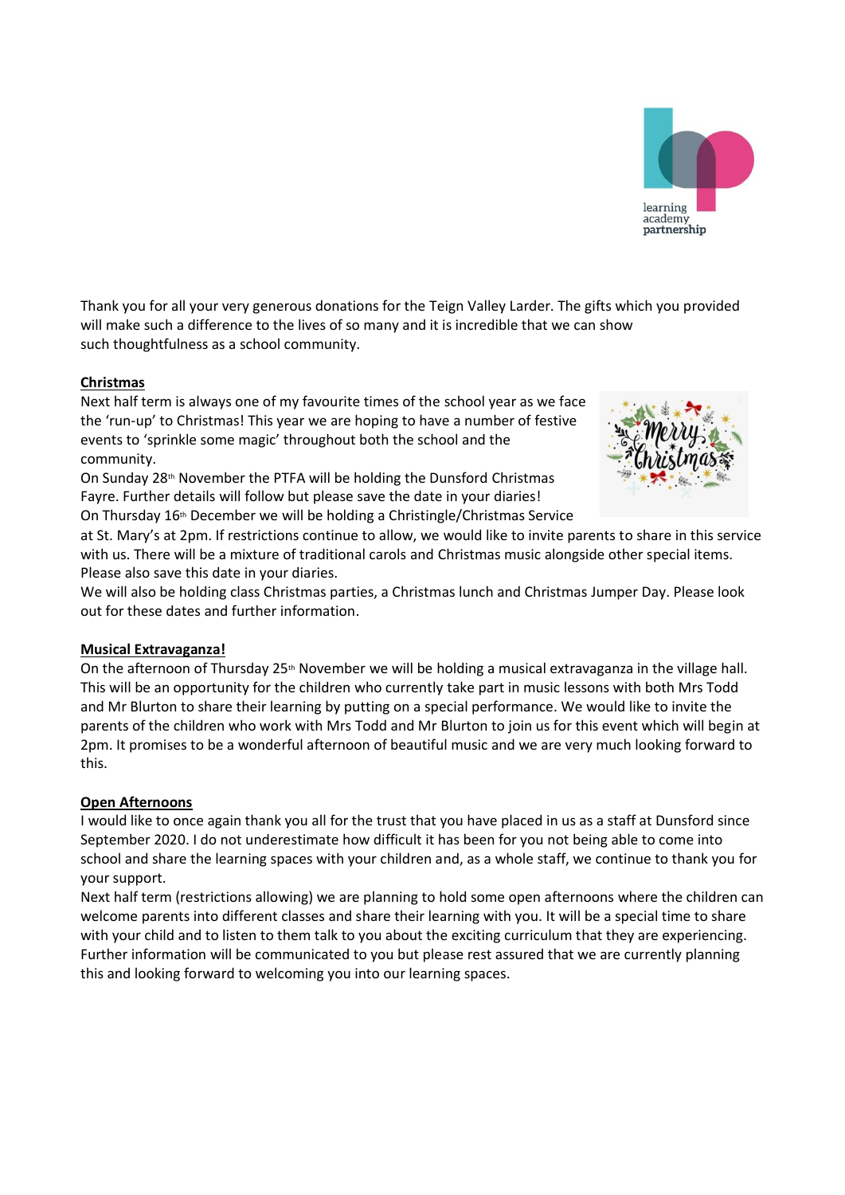Thank you for all your very generous donations for the Teign Valley Larder. The gifts which you provided will make such a difference to the lives of so many and it is incredible that we can show such thoughtfulness as a school community.

**Christmas**

Next half term is always one of my favourite times of the school year as we face the 'run-up' to Christmas! This year we are hoping to have a number of festive events to 'sprinkle some magic' throughout both the school and the community.

On Sunday 28th November the PTFA will be holding the Dunsford Christmas Fayre. Further details will follow but please save the date in your diaries!

On Thursday 16th December we will be holding a Christingle/Christmas Service at St. Mary's at 2pm. If restrictions continue to allow, we would like to invite parents to share in this service with us. There will be a mixture of traditional carols and Christmas music alongside other special items. Please also save this date in your diaries.

We will also be holding class Christmas parties, a Christmas lunch and Christmas Jumper Day. Please look out for these dates and further information.

**Musical Extravaganza!**

On the afternoon of Thursday 25th November we will be holding a musical extravaganza in the village hall. This will be an opportunity for the children who currently take part in music lessons with both Mrs Todd and Mr Blurton to share their learning by putting on a special performance. We would like to invite the parents of the children who work with Mrs Todd and Mr Blurton to join us for this event which will begin at 2pm. It promises to be a wonderful afternoon of beautiful music and we are very much looking forward to this.

**Open Afternoons**

I would like to once again thank you all for the trust that you have placed in us as a staff at Dunsford since September 2020. I do not underestimate how difficult it has been for you not being able to come into school and share the learning spaces with your children and, as a whole staff, we continue to thank you for your support.

Next half term (restrictions allowing) we are planning to hold some open afternoons where the children can welcome parents into different classes and share their learning with you. It will be a special time to share with your child and to listen to them talk to you about the exciting curriculum that they are experiencing. Further information will be communicated to you but please rest assured that we are currently planning this and looking forward to welcoming you into our learning spaces.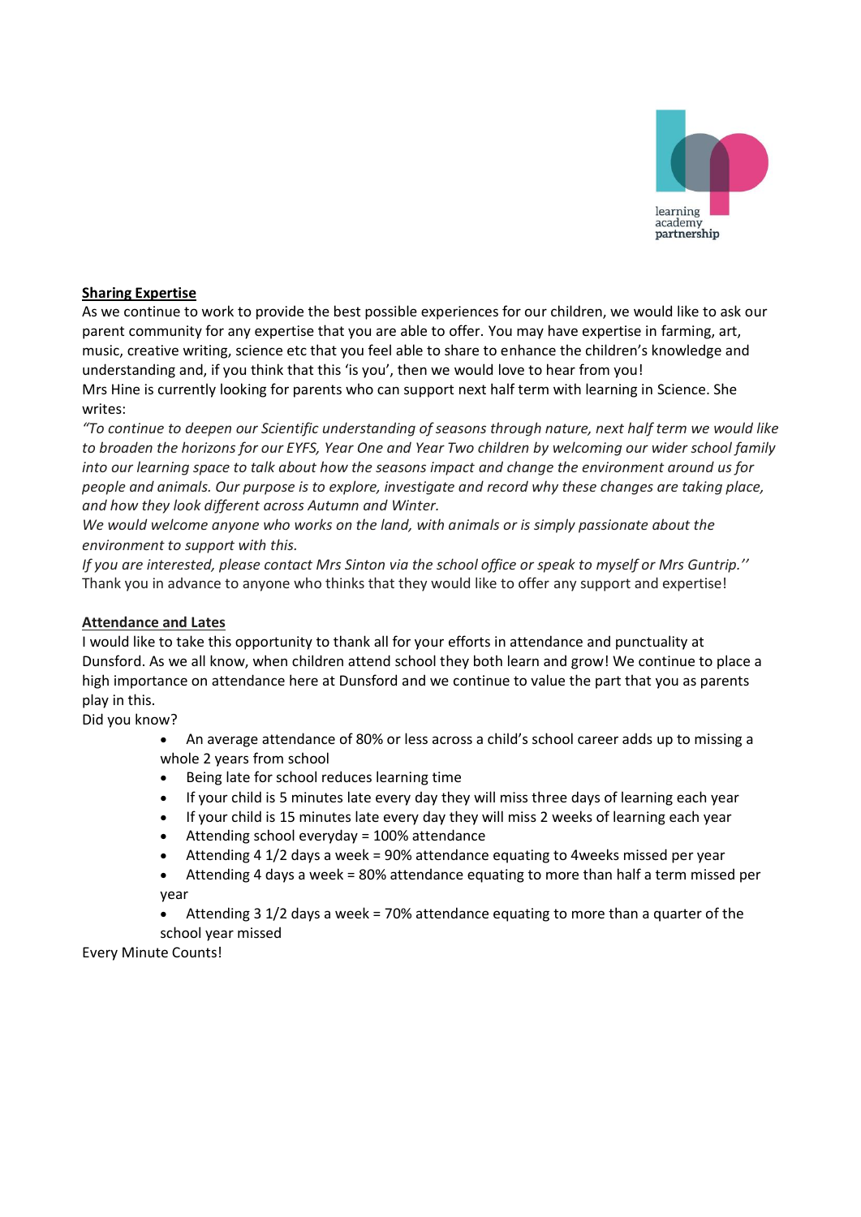## Sharing Expertise

As we continue to work to provide the best possible experiences for our children, we would like to ask our parent community for any expertise that you are able to offer. You may have expertise in farming, art, music, creative writing, science etc that you feel able to share to enhance the children's knowledge and understanding and, if you think that this 'is you', then we would love to hear from you!

Mrs Hine is currently looking for parents who can support next half term with learning in Science. She writes:

*"To continue to deepen our Scientific understanding of seasons through nature, next half term we would like to broaden the horizons for our EYFS, Year One and Year Two children by welcoming our wider school family into our learning space to talk about how the seasons impact and change the environment around us for people and animals. Our purpose is to explore, investigate and record why these changes are taking place, and how they look different across Autumn and Winter.*

*We would welcome anyone who works on the land, with animals or is simply passionate about the environment to support with this.*

*If you are interested, please contact Mrs Sinton via the school office or speak to myself or Mrs Guntrip.''*

Thank you in advance to anyone who thinks that they would like to offer any support and expertise!

## Attendance and Lates

I would like to take this opportunity to thank all for your efforts in attendance and punctuality at Dunsford. As we all know, when children attend school they both learn and grow! We continue to place a high importance on attendance here at Dunsford and we continue to value the part that you as parents play in this.

Did you know?

- An average attendance of 80% or less across a child's school career adds up to missing a whole 2 years from school
- Being late for school reduces learning time
- If your child is 5 minutes late every day they will miss three days of learning each year
- If your child is 15 minutes late every day they will miss 2 weeks of learning each year
- Attending school everyday = 100% attendance
- Attending 4 1/2 days a week = 90% attendance equating to 4weeks missed per year
- Attending 4 days a week = 80% attendance equating to more than half a term missed per year
- Attending 3 1/2 days a week = 70% attendance equating to more than a quarter of the school year missed

Every Minute Counts!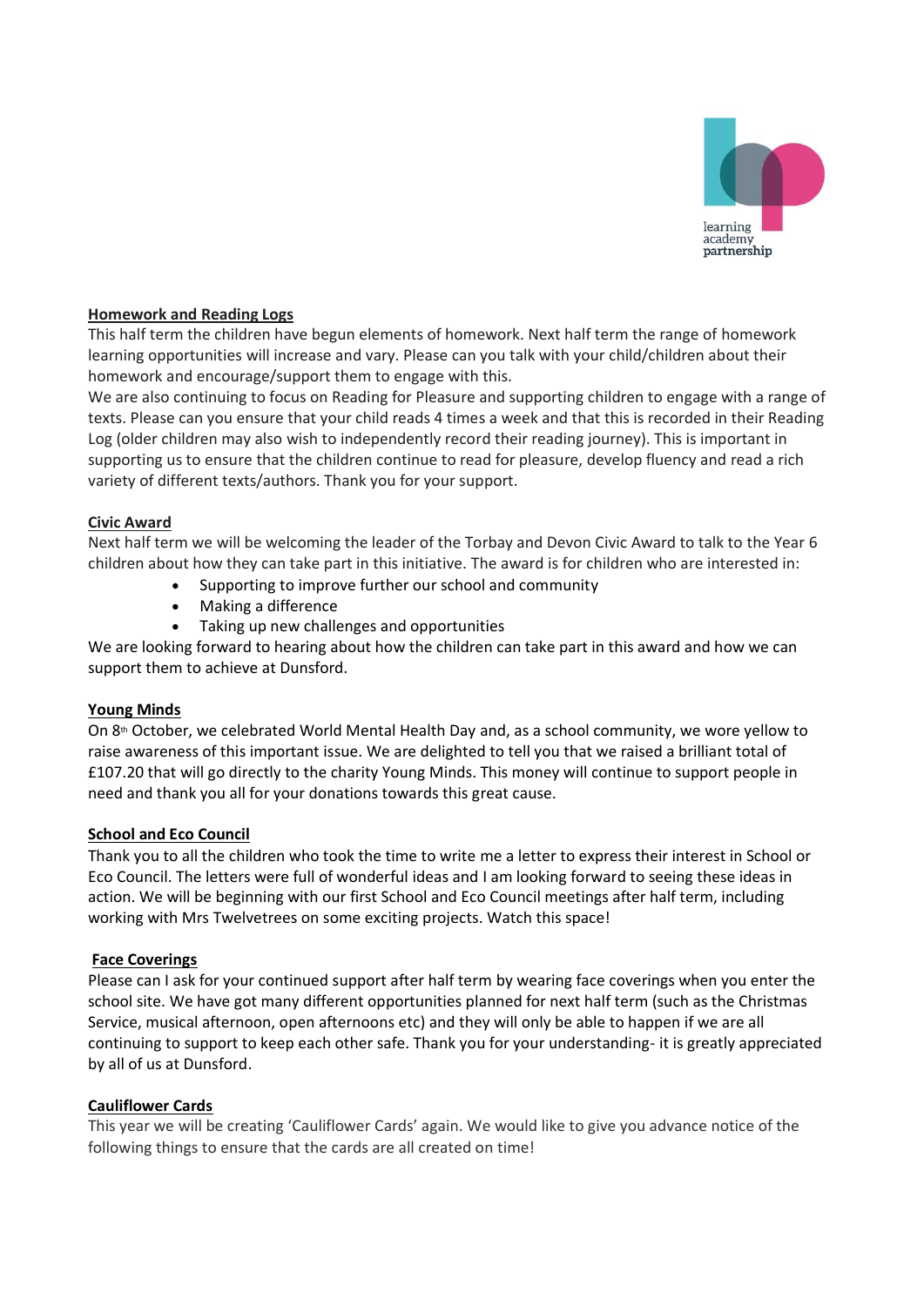learning
academy
partnership

**Homework and Reading Logs**

This half term the children have begun elements of homework. Next half term the range of homework learning opportunities will increase and vary. Please can you talk with your child/children about their homework and encourage/support them to engage with this.

We are also continuing to focus on Reading for Pleasure and supporting children to engage with a range of texts. Please can you ensure that your child reads 4 times a week and that this is recorded in their Reading Log (older children may also wish to independently record their reading journey). This is important in supporting us to ensure that the children continue to read for pleasure, develop fluency and read a rich variety of different texts/authors. Thank you for your support.

**Civic Award**

Next half term we will be welcoming the leader of the Torbay and Devon Civic Award to talk to the Year 6 children about how they can take part in this initiative. The award is for children who are interested in:

- Supporting to improve further our school and community
- Making a difference
- Taking up new challenges and opportunities

We are looking forward to hearing about how the children can take part in this award and how we can support them to achieve at Dunsford.

**Young Minds**

On 8th October, we celebrated World Mental Health Day and, as a school community, we wore yellow to raise awareness of this important issue. We are delighted to tell you that we raised a brilliant total of £107.20 that will go directly to the charity Young Minds. This money will continue to support people in need and thank you all for your donations towards this great cause.

**School and Eco Council**

Thank you to all the children who took the time to write me a letter to express their interest in School or Eco Council. The letters were full of wonderful ideas and I am looking forward to seeing these ideas in action. We will be beginning with our first School and Eco Council meetings after half term, including working with Mrs Twelvetrees on some exciting projects. Watch this space!

**Face Coverings**

Please can I ask for your continued support after half term by wearing face coverings when you enter the school site. We have got many different opportunities planned for next half term (such as the Christmas Service, musical afternoon, open afternoons etc) and they will only be able to happen if we are all continuing to support to keep each other safe. Thank you for your understanding- it is greatly appreciated by all of us at Dunsford.

**Cauliflower Cards**

This year we will be creating 'Cauliflower Cards' again. We would like to give you advance notice of the following things to ensure that the cards are all created on time!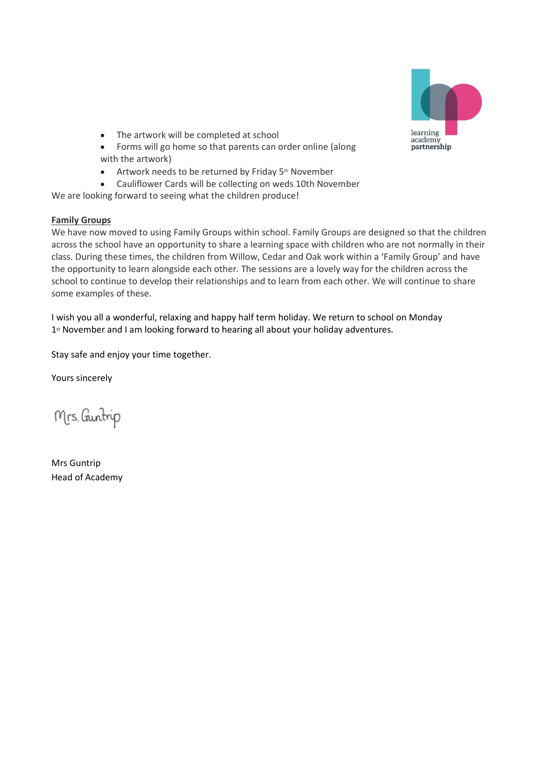- The artwork will be completed at school
- Forms will go home so that parents can order online (along with the artwork)
- Artwork needs to be returned by Friday 5th November
- Cauliflower Cards will be collecting on weds 10th November

We are looking forward to seeing what the children produce!

**Family Groups**

We have now moved to using Family Groups within school. Family Groups are designed so that the children across the school have an opportunity to share a learning space with children who are not normally in their class. During these times, the children from Willow, Cedar and Oak work within a 'Family Group' and have the opportunity to learn alongside each other. The sessions are a lovely way for the children across the school to continue to develop their relationships and to learn from each other. We will continue to share some examples of these.

I wish you all a wonderful, relaxing and happy half term holiday. We return to school on Monday 1st November and I am looking forward to hearing all about your holiday adventures.

Stay safe and enjoy your time together.

Yours sincerely

Mrs. Guntrip

Mrs Guntrip
Head of Academy